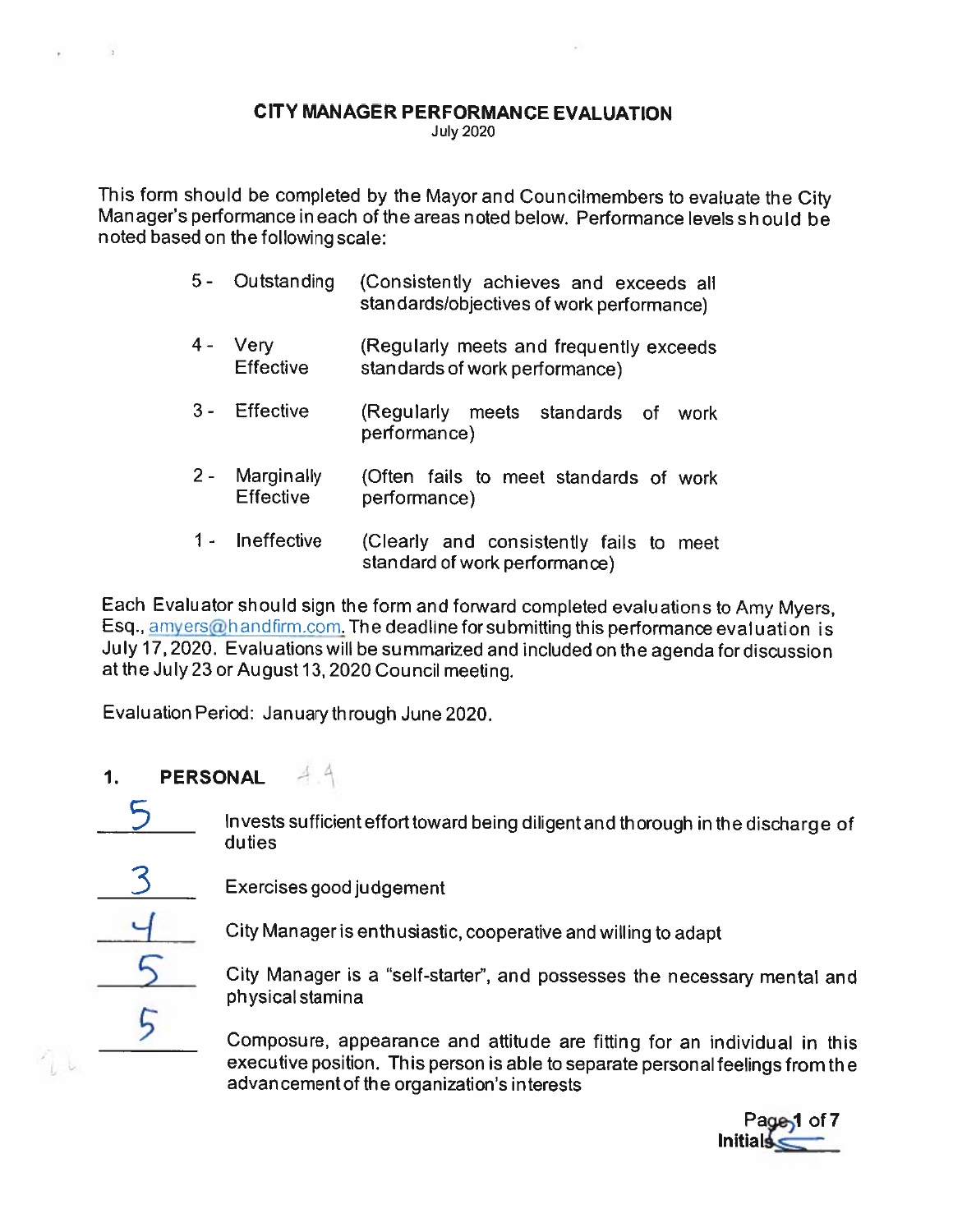# CITY MANAGER PERFORMANCE EVALUATION

July 2020

This form should be completed by the Mayor and Councilmembers to evaluate the City Manager's performance in each of the areas noted below. Performance levels should be noted based on the following scale:

- 5 - Outstanding (Consistently achieves and exceeds all standards/objectives of work performance)
- 4 - Very Effective (Regularly meets and frequently exceeds standards of work performance)
- 3 - Effective (Regularly meets standards of work performance)
- 2 - Marginally Effective (Often fails to meet standards of work performance)
- 1 - Ineffective (Clearly and consistently fails to meet standard of work performance)

Each Evaluator should sign the form and forward completed evaluations to Amy Myers, Esq., amyers@handfirm.com. The deadline for submitting this performance evaluation is July 17, 2020. Evaluations will be summarized and included on the agenda for discussion at the July 23 or August 13, 2020 Council meeting.

Evaluation Period: January through June 2020.

## 1. PERSONAL 4.4

5 Invests sufficient effort toward being diligent and thorough in the discharge of duties

3 Exercises good judgement

4 City Manager is enthusiastic, cooperative and willing to adapt

5 City Manager is a "self-starter", and possesses the necessary mental and physical stamina

5 Composure, appearance and attitude are fitting for an individual in this executive position. This person is able to separate personal feelings from the advancement of the organization's interests

Initials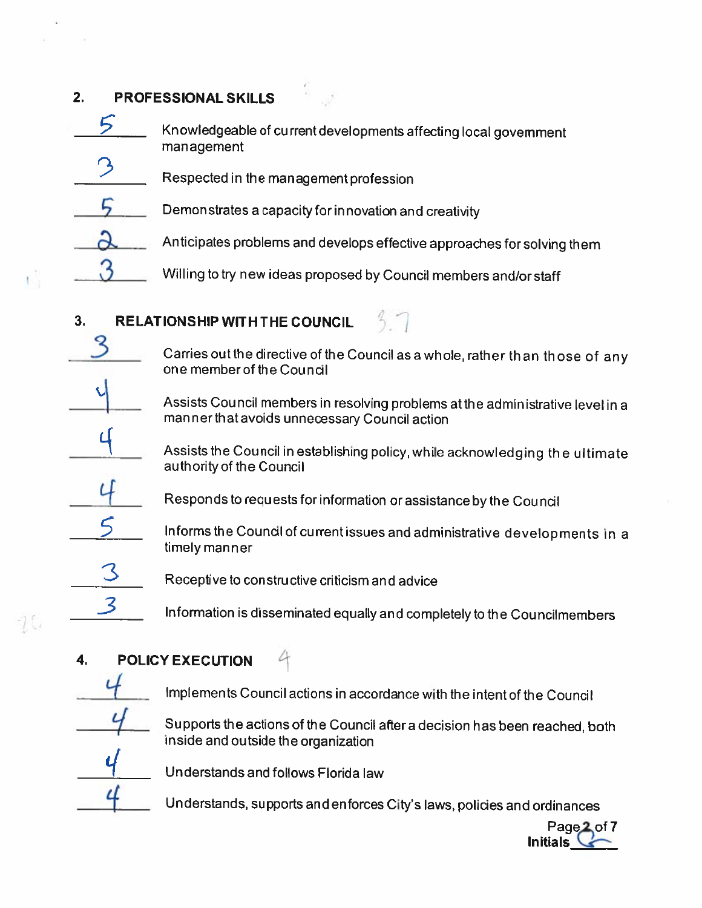## 2. PROFESSIONAL SKILLS

| Score | Criterion |
|---|---|
| 5 | Knowledgeable of current developments affecting local government management |
| 3 | Respected in the management profession |
| 5 | Demonstrates a capacity for innovation and creativity |
| 2 | Anticipates problems and develops effective approaches for solving them |
| 3 | Willing to try new ideas proposed by Council members and/or staff |

## 3. RELATIONSHIP WITH THE COUNCIL 3.7

| Score | Criterion |
|---|---|
| 3 | Carries out the directive of the Council as a whole, rather than those of any one member of the Council |
| 4 | Assists Council members in resolving problems at the administrative level in a manner that avoids unnecessary Council action |
| 4 | Assists the Council in establishing policy, while acknowledging the ultimate authority of the Council |
| 4 | Responds to requests for information or assistance by the Council |
| 5 | Informs the Council of current issues and administrative developments in a timely manner |
| 3 | Receptive to constructive criticism and advice |
| 3 | Information is disseminated equally and completely to the Councilmembers |

## 4. POLICY EXECUTION 4

| Score | Criterion |
|---|---|
| 4 | Implements Council actions in accordance with the intent of the Council |
| 4 | Supports the actions of the Council after a decision has been reached, both inside and outside the organization |
| 4 | Understands and follows Florida law |
| 4 | Understands, supports and enforces City's laws, policies and ordinances |

Initials ______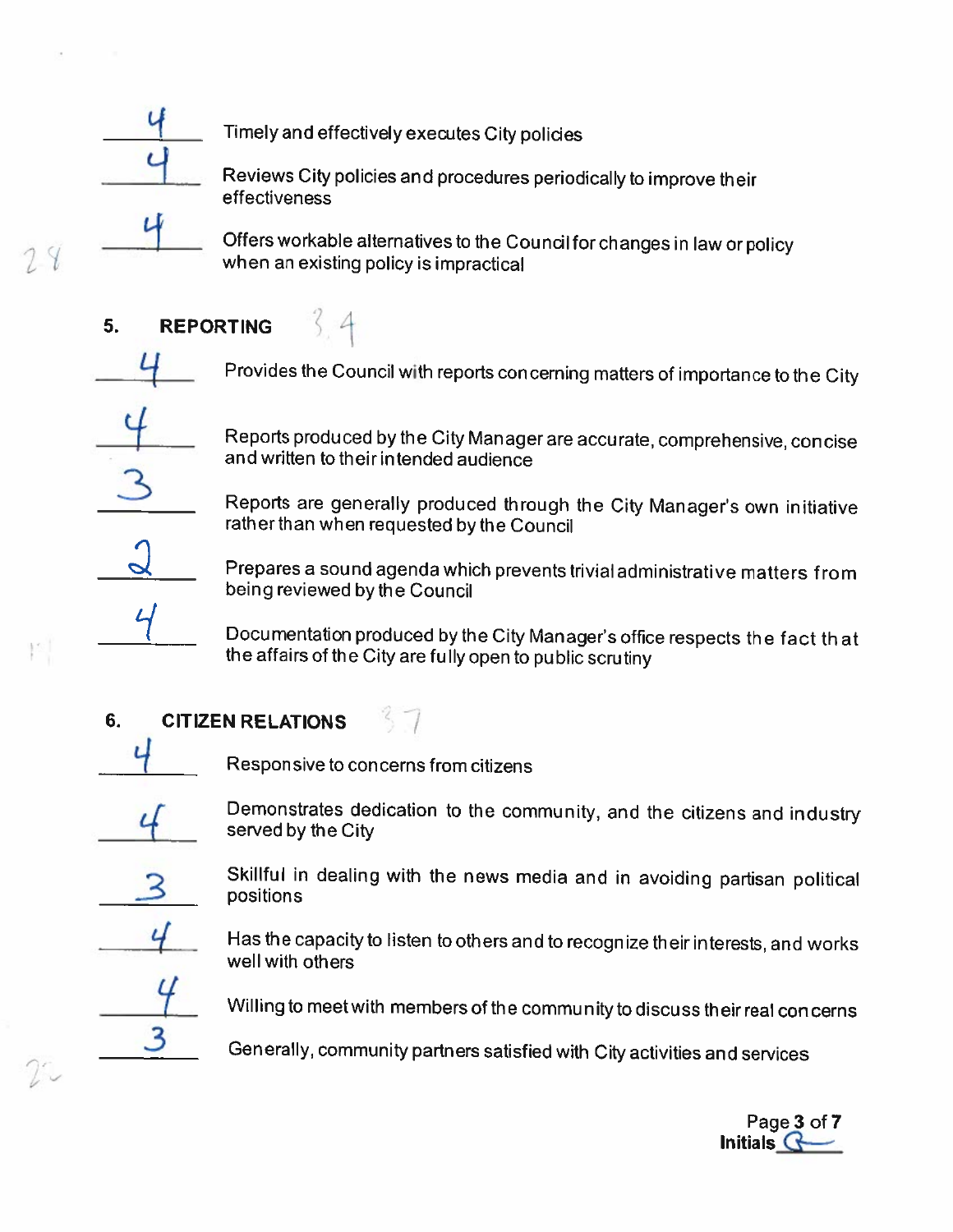4 Timely and effectively executes City policies

4 Reviews City policies and procedures periodically to improve their effectiveness

4 Offers workable alternatives to the Council for changes in law or policy when an existing policy is impractical

28

## 5. REPORTING 3.4

4 Provides the Council with reports concerning matters of importance to the City

4 Reports produced by the City Manager are accurate, comprehensive, concise and written to their intended audience

3 Reports are generally produced through the City Manager's own initiative rather than when requested by the Council

2 Prepares a sound agenda which prevents trivial administrative matters from being reviewed by the Council

4 Documentation produced by the City Manager's office respects the fact that the affairs of the City are fully open to public scrutiny

17

## 6. CITIZEN RELATIONS 3.7

4 Responsive to concerns from citizens

4 Demonstrates dedication to the community, and the citizens and industry served by the City

3 Skillful in dealing with the news media and in avoiding partisan political positions

4 Has the capacity to listen to others and to recognize their interests, and works well with others

4 Willing to meet with members of the community to discuss their real concerns

3 Generally, community partners satisfied with City activities and services

22

Initials G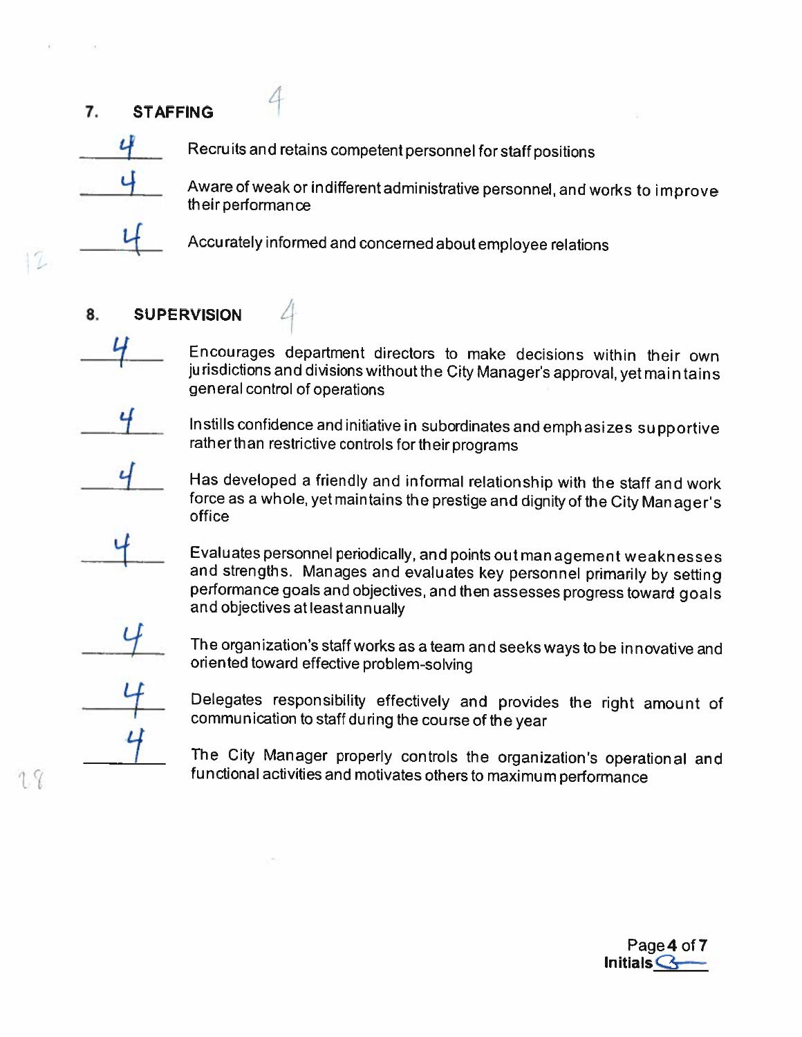## 7. STAFFING 4

- **4** Recruits and retains competent personnel for staff positions
- **4** Aware of weak or indifferent administrative personnel, and works to improve their performance
- **4** Accurately informed and concerned about employee relations

12

## 8. SUPERVISION 4

- **4** Encourages department directors to make decisions within their own jurisdictions and divisions without the City Manager's approval, yet maintains general control of operations
- **4** Instills confidence and initiative in subordinates and emphasizes supportive rather than restrictive controls for their programs
- **4** Has developed a friendly and informal relationship with the staff and work force as a whole, yet maintains the prestige and dignity of the City Manager's office
- **4** Evaluates personnel periodically, and points out management weaknesses and strengths. Manages and evaluates key personnel primarily by setting performance goals and objectives, and then assesses progress toward goals and objectives at least annually
- **4** The organization's staff works as a team and seeks ways to be innovative and oriented toward effective problem-solving
- **4** Delegates responsibility effectively and provides the right amount of communication to staff during the course of the year
- **4** The City Manager properly controls the organization's operational and functional activities and motivates others to maximum performance

28

Initials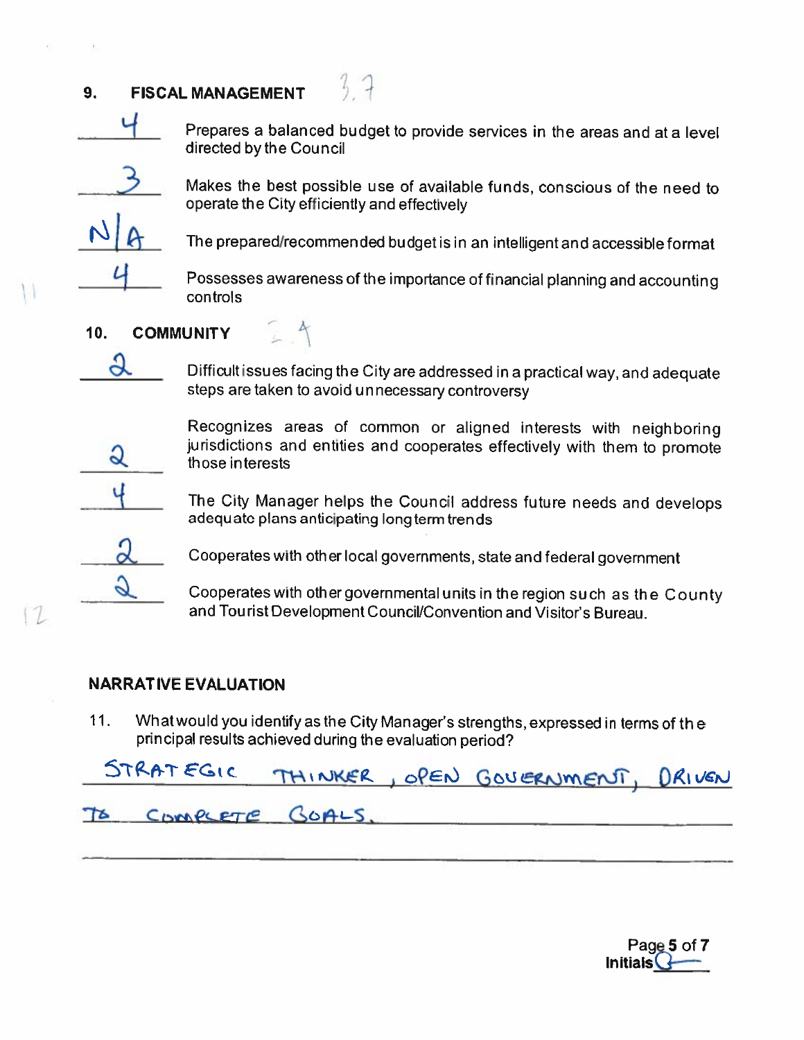## 9. FISCAL MANAGEMENT 3.7

4 Prepares a balanced budget to provide services in the areas and at a level directed by the Council

3 Makes the best possible use of available funds, conscious of the need to operate the City efficiently and effectively

N/A The prepared/recommended budget is in an intelligent and accessible format

4 Possesses awareness of the importance of financial planning and accounting controls

11

## 10. COMMUNITY 2.4

2 Difficult issues facing the City are addressed in a practical way, and adequate steps are taken to avoid unnecessary controversy

2 Recognizes areas of common or aligned interests with neighboring jurisdictions and entities and cooperates effectively with them to promote those interests

4 The City Manager helps the Council address future needs and develops adequate plans anticipating long term trends

2 Cooperates with other local governments, state and federal government

2 Cooperates with other governmental units in the region such as the County and Tourist Development Council/Convention and Visitor's Bureau.

12

## NARRATIVE EVALUATION

11. What would you identify as the City Manager's strengths, expressed in terms of the principal results achieved during the evaluation period?

STRATEGIC THINKER, OPEN GOVERNMENT, DRIVEN TO COMPLETE GOALS.

Initials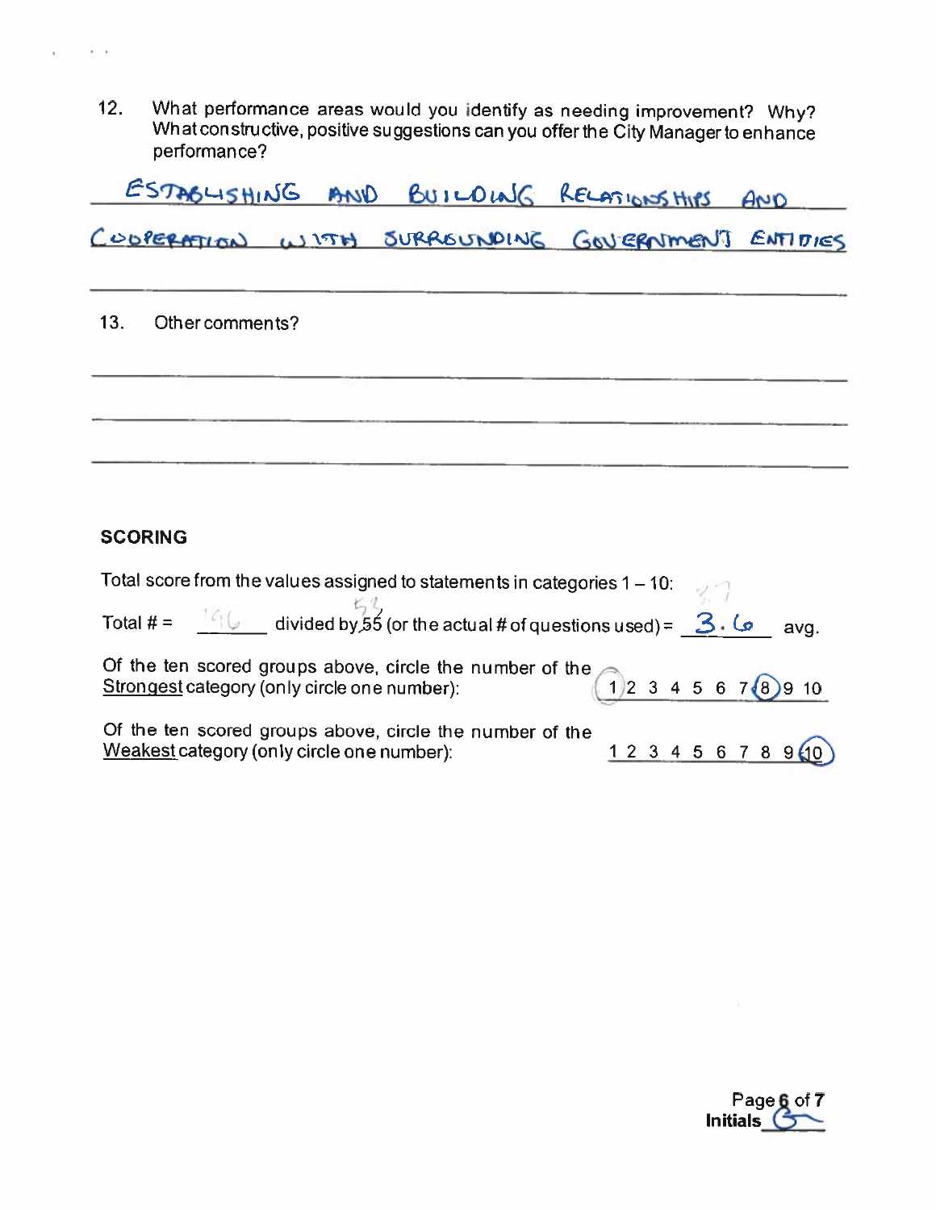12. What performance areas would you identify as needing improvement? Why? What constructive, positive suggestions can you offer the City Manager to enhance performance?

ESTABLISHING AND BUILDING RELATIONSHIPS AND COOPERATION WITH SURROUNDING GOVERNMENT ENTITIES

13. Other comments?

## SCORING

Total score from the values assigned to statements in categories 1 – 10: 3.7

Total # = 196 divided by ~~55~~ 53 (or the actual # of questions used) = 3.6 avg.

Of the ten scored groups above, circle the number of the Strongest category (only circle one number): 1 2 3 4 5 6 7 **(8)** 9 10

Of the ten scored groups above, circle the number of the Weakest category (only circle one number): 1 2 3 4 5 6 7 8 9 **(10)**

Initials ___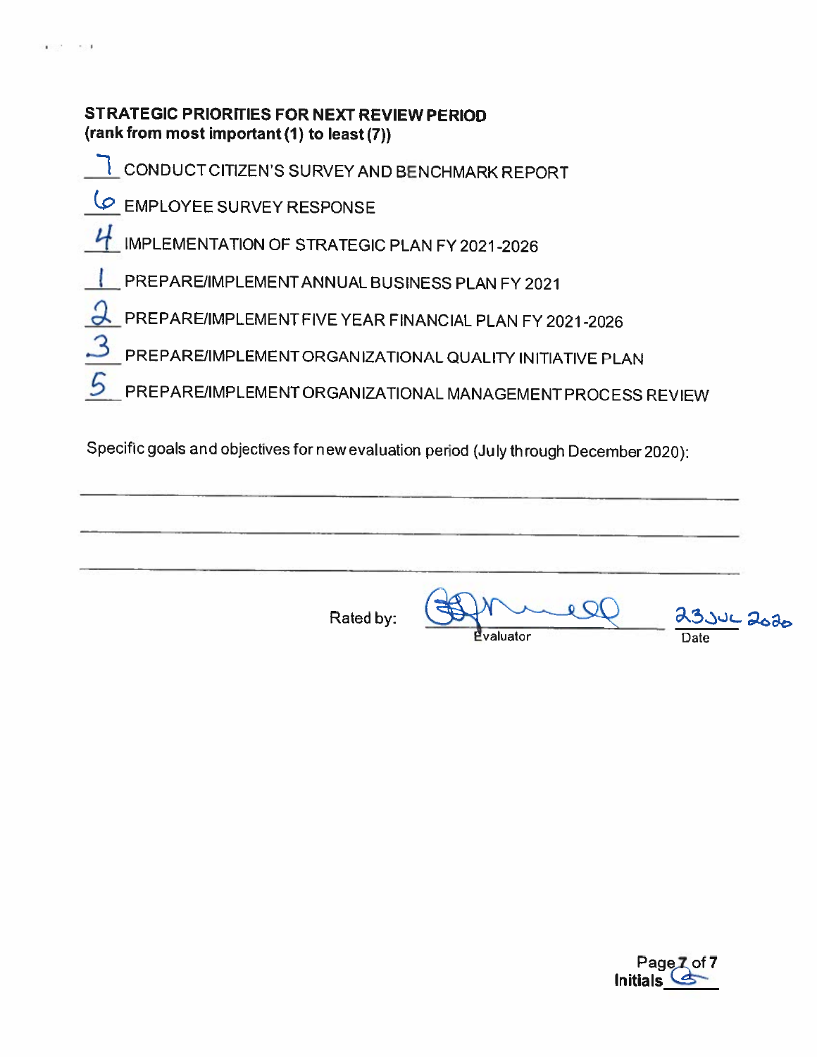**STRATEGIC PRIORITIES FOR NEXT REVIEW PERIOD**
**(rank from most important (1) to least (7))**

7 CONDUCT CITIZEN'S SURVEY AND BENCHMARK REPORT

6 EMPLOYEE SURVEY RESPONSE

4 IMPLEMENTATION OF STRATEGIC PLAN FY 2021-2026

1 PREPARE/IMPLEMENT ANNUAL BUSINESS PLAN FY 2021

2 PREPARE/IMPLEMENT FIVE YEAR FINANCIAL PLAN FY 2021-2026

3 PREPARE/IMPLEMENT ORGANIZATIONAL QUALITY INITIATIVE PLAN

5 PREPARE/IMPLEMENT ORGANIZATIONAL MANAGEMENT PROCESS REVIEW

Specific goals and objectives for new evaluation period (July through December 2020):

______________________________________________

______________________________________________

______________________________________________

Rated by: [signature] 23 JUL 2020

Evaluator Date

Initials [initials]